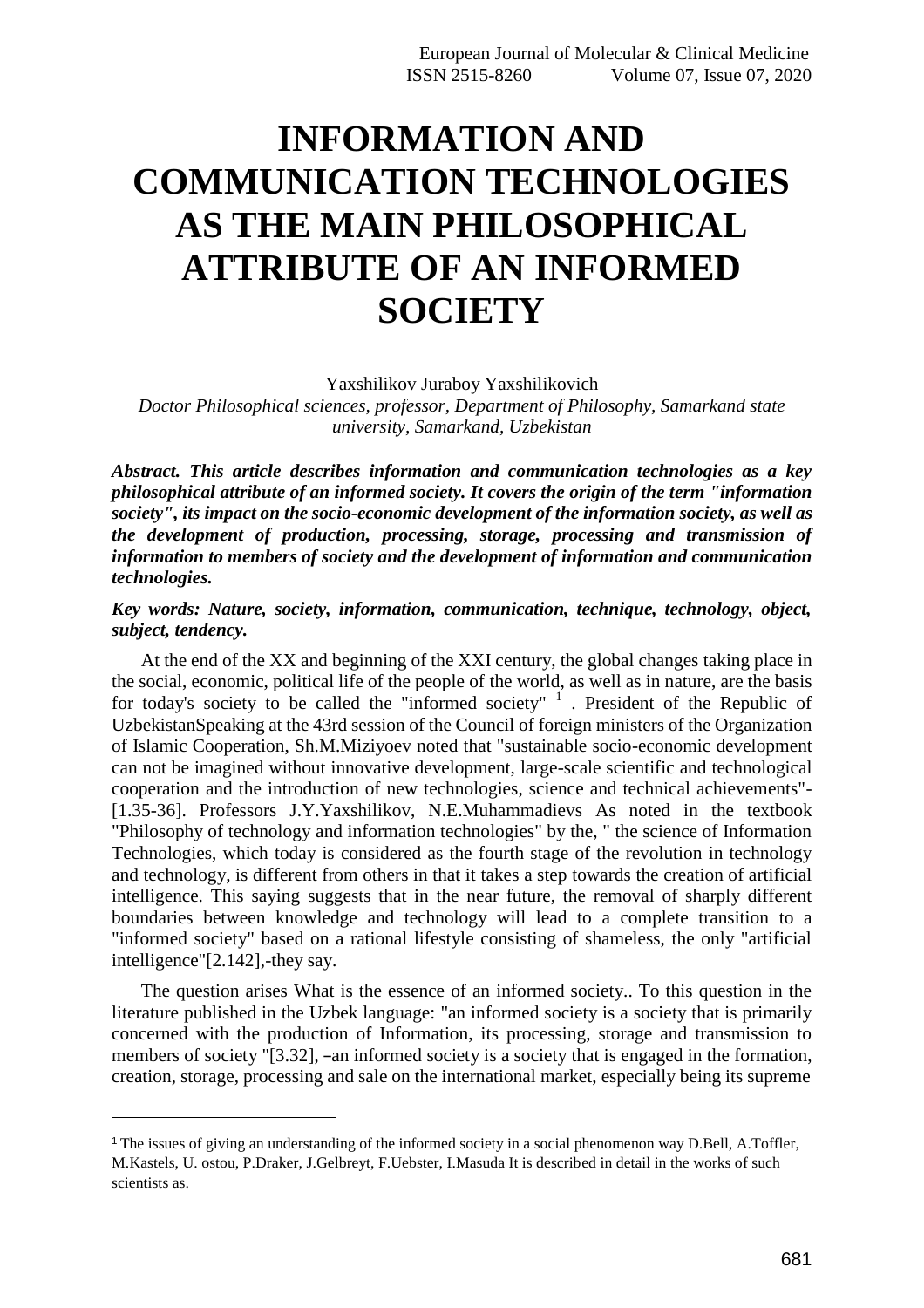# INFORMATION AND COMMUNICATION TECHNOLOGIES AS THE MAIN PHILOSOPHICAL ATTRIBUTE OF AN INFORMED SOCIETY

Yaxshilikov Juraboy Yaxshilikovich

*Doctor Philosophical sciences, professor, Department of Philosophy, Samarkand state university, Samarkand, Uzbekistan*

***Abstract. This article describes information and communication technologies as a key philosophical attribute of an informed society. It covers the origin of the term "information society", its impact on the socio-economic development of the information society, as well as the development of production, processing, storage, processing and transmission of information to members of society and the development of information and communication technologies.***

***Key words: Nature, society, information, communication, technique, technology, object, subject, tendency.***

At the end of the XX and beginning of the XXI century, the global changes taking place in the social, economic, political life of the people of the world, as well as in nature, are the basis for today's society to be called the "informed society" [1]. President of the Republic of UzbekistanSpeaking at the 43rd session of the Council of foreign ministers of the Organization of Islamic Cooperation, Sh.M.Miziyoev noted that "sustainable socio-economic development can not be imagined without innovative development, large-scale scientific and technological cooperation and the introduction of new technologies, science and technical achievements"-[1.35-36]. Professors J.Y.Yaxshilikov, N.E.Muhammadievs As noted in the textbook "Philosophy of technology and information technologies" by the, " the science of Information Technologies, which today is considered as the fourth stage of the revolution in technology and technology, is different from others in that it takes a step towards the creation of artificial intelligence. This saying suggests that in the near future, the removal of sharply different boundaries between knowledge and technology will lead to a complete transition to a "informed society" based on a rational lifestyle consisting of shameless, the only "artificial intelligence"[2.142],-they say.

The question arises What is the essence of an informed society.. To this question in the literature published in the Uzbek language: "an informed society is a society that is primarily concerned with the production of Information, its processing, storage and transmission to members of society "[3.32], –an informed society is a society that is engaged in the formation, creation, storage, processing and sale on the international market, especially being its supreme

---

[1] The issues of giving an understanding of the informed society in a social phenomenon way D.Bell, A.Toffler, M.Kastels, U. ostou, P.Draker, J.Gelbreyt, F.Uebster, I.Masuda It is described in detail in the works of such scientists as.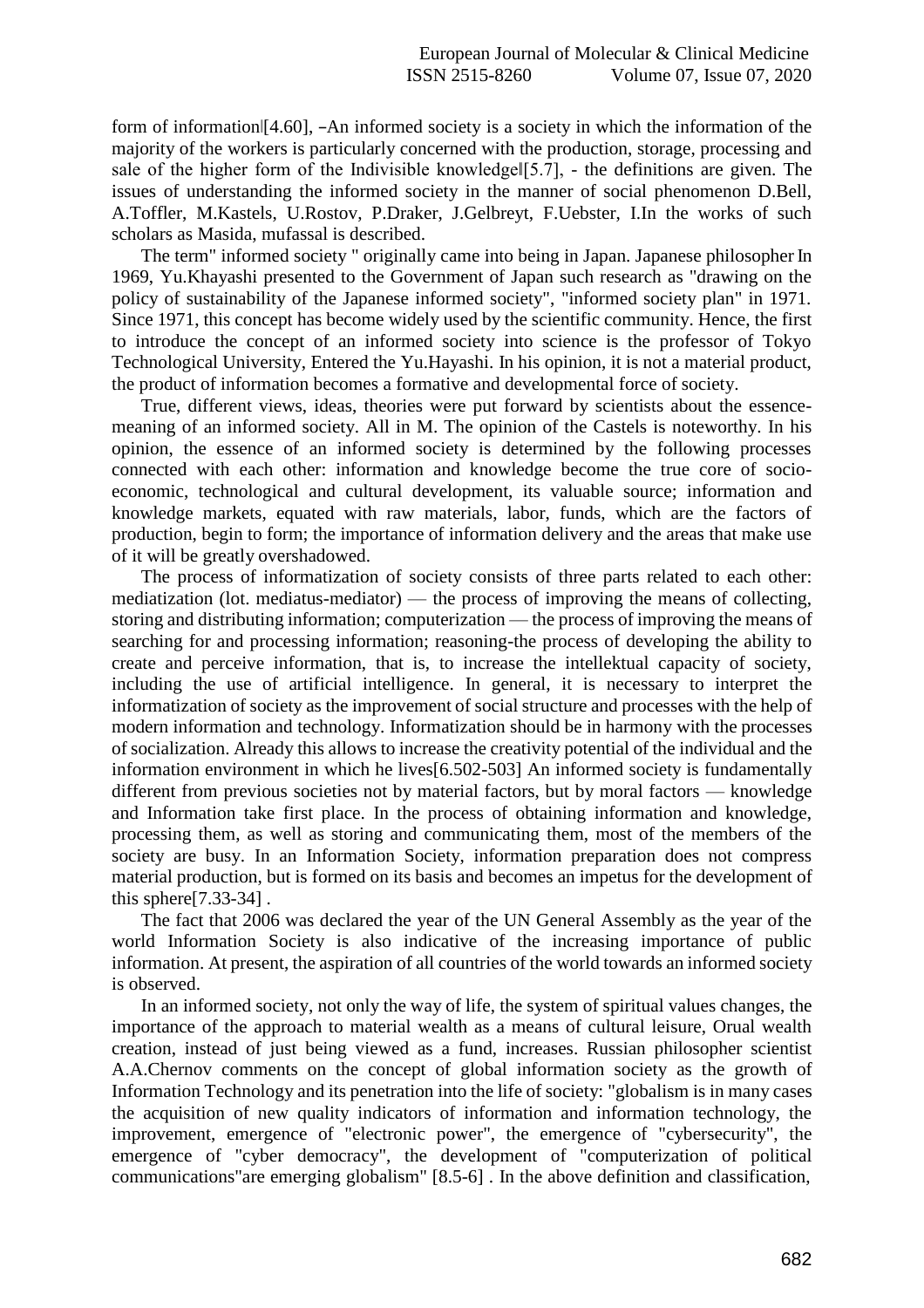form of information‖[4.60], –An informed society is a society in which the information of the majority of the workers is particularly concerned with the production, storage, processing and sale of the higher form of the Indivisible knowledge‖[5.7], - the definitions are given. The issues of understanding the informed society in the manner of social phenomenon D.Bell, A.Toffler, M.Kastels, U.Rostov, P.Draker, J.Gelbreyt, F.Uebster, I.In the works of such scholars as Masida, mufassal is described.

The term" informed society " originally came into being in Japan. Japanese philosopher In 1969, Yu.Khayashi presented to the Government of Japan such research as "drawing on the policy of sustainability of the Japanese informed society", "informed society plan" in 1971. Since 1971, this concept has become widely used by the scientific community. Hence, the first to introduce the concept of an informed society into science is the professor of Tokyo Technological University, Entered the Yu.Hayashi. In his opinion, it is not a material product, the product of information becomes a formative and developmental force of society.

True, different views, ideas, theories were put forward by scientists about the essence-meaning of an informed society. All in M. The opinion of the Castels is noteworthy. In his opinion, the essence of an informed society is determined by the following processes connected with each other: information and knowledge become the true core of socio-economic, technological and cultural development, its valuable source; information and knowledge markets, equated with raw materials, labor, funds, which are the factors of production, begin to form; the importance of information delivery and the areas that make use of it will be greatly overshadowed.

The process of informatization of society consists of three parts related to each other: mediatization (lot. mediatus-mediator) — the process of improving the means of collecting, storing and distributing information; computerization — the process of improving the means of searching for and processing information; reasoning-the process of developing the ability to create and perceive information, that is, to increase the intellektual capacity of society, including the use of artificial intelligence. In general, it is necessary to interpret the informatization of society as the improvement of social structure and processes with the help of modern information and technology. Informatization should be in harmony with the processes of socialization. Already this allows to increase the creativity potential of the individual and the information environment in which he lives[6.502-503] An informed society is fundamentally different from previous societies not by material factors, but by moral factors — knowledge and Information take first place. In the process of obtaining information and knowledge, processing them, as well as storing and communicating them, most of the members of the society are busy. In an Information Society, information preparation does not compress material production, but is formed on its basis and becomes an impetus for the development of this sphere[7.33-34] .

The fact that 2006 was declared the year of the UN General Assembly as the year of the world Information Society is also indicative of the increasing importance of public information. At present, the aspiration of all countries of the world towards an informed society is observed.

In an informed society, not only the way of life, the system of spiritual values changes, the importance of the approach to material wealth as a means of cultural leisure, Orual wealth creation, instead of just being viewed as a fund, increases. Russian philosopher scientist A.A.Chernov comments on the concept of global information society as the growth of Information Technology and its penetration into the life of society: "globalism is in many cases the acquisition of new quality indicators of information and information technology, the improvement, emergence of "electronic power", the emergence of "cybersecurity", the emergence of "cyber democracy", the development of "computerization of political communications"are emerging globalism" [8.5-6] . In the above definition and classification,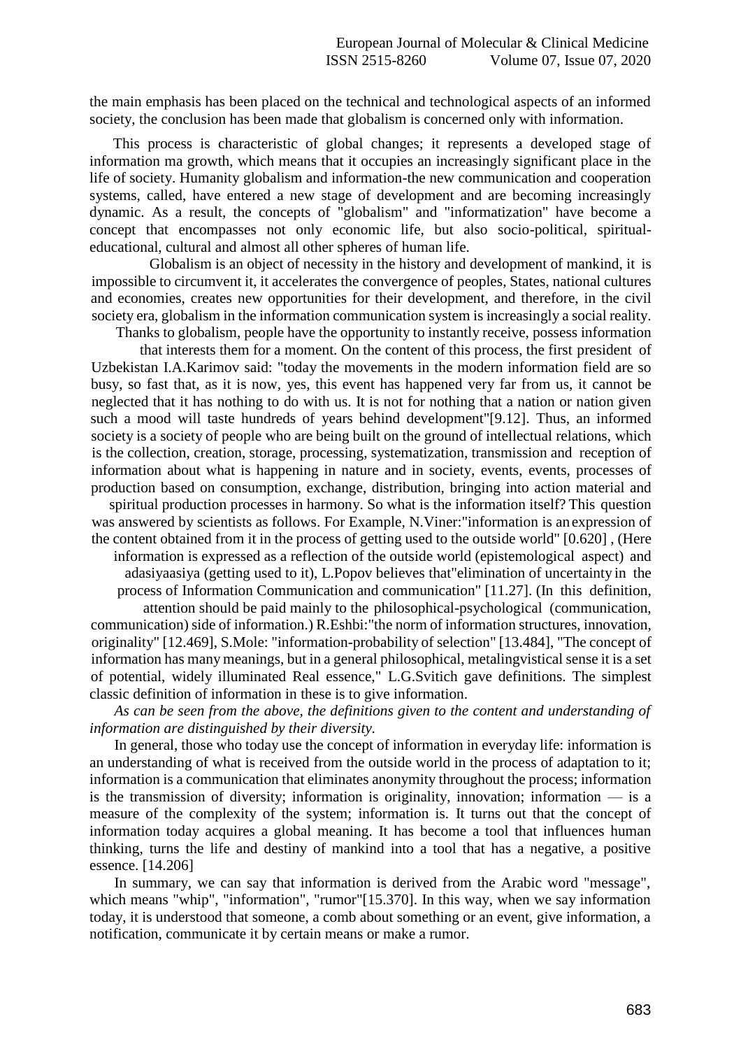the main emphasis has been placed on the technical and technological aspects of an informed society, the conclusion has been made that globalism is concerned only with information.

This process is characteristic of global changes; it represents a developed stage of information ma growth, which means that it occupies an increasingly significant place in the life of society. Humanity globalism and information-the new communication and cooperation systems, called, have entered a new stage of development and are becoming increasingly dynamic. As a result, the concepts of "globalism" and "informatization" have become a concept that encompasses not only economic life, but also socio-political, spiritual-educational, cultural and almost all other spheres of human life.

Globalism is an object of necessity in the history and development of mankind, it is impossible to circumvent it, it accelerates the convergence of peoples, States, national cultures and economies, creates new opportunities for their development, and therefore, in the civil society era, globalism in the information communication system is increasingly a social reality.

Thanks to globalism, people have the opportunity to instantly receive, possess information that interests them for a moment. On the content of this process, the first president of Uzbekistan I.A.Karimov said: "today the movements in the modern information field are so busy, so fast that, as it is now, yes, this event has happened very far from us, it cannot be neglected that it has nothing to do with us. It is not for nothing that a nation or nation given such a mood will taste hundreds of years behind development"[9.12]. Thus, an informed society is a society of people who are being built on the ground of intellectual relations, which is the collection, creation, storage, processing, systematization, transmission and reception of information about what is happening in nature and in society, events, events, processes of production based on consumption, exchange, distribution, bringing into action material and spiritual production processes in harmony. So what is the information itself? This question was answered by scientists as follows. For Example, N.Viner:"information is an expression of the content obtained from it in the process of getting used to the outside world" [0.620] , (Here information is expressed as a reflection of the outside world (epistemological aspect) and adasiyaasiya (getting used to it), L.Popov believes that"elimination of uncertainty in the process of Information Communication and communication" [11.27]. (In this definition, attention should be paid mainly to the philosophical-psychological (communication, communication) side of information.) R.Eshbi:"the norm of information structures, innovation, originality" [12.469], S.Mole: "information-probability of selection" [13.484], "The concept of information has many meanings, but in a general philosophical, metalingvistical sense it is a set of potential, widely illuminated Real essence," L.G.Svitich gave definitions. The simplest classic definition of information in these is to give information.

*As can be seen from the above, the definitions given to the content and understanding of information are distinguished by their diversity.*

In general, those who today use the concept of information in everyday life: information is an understanding of what is received from the outside world in the process of adaptation to it; information is a communication that eliminates anonymity throughout the process; information is the transmission of diversity; information is originality, innovation; information — is a measure of the complexity of the system; information is. It turns out that the concept of information today acquires a global meaning. It has become a tool that influences human thinking, turns the life and destiny of mankind into a tool that has a negative, a positive essence. [14.206]

In summary, we can say that information is derived from the Arabic word "message", which means "whip", "information", "rumor"[15.370]. In this way, when we say information today, it is understood that someone, a comb about something or an event, give information, a notification, communicate it by certain means or make a rumor.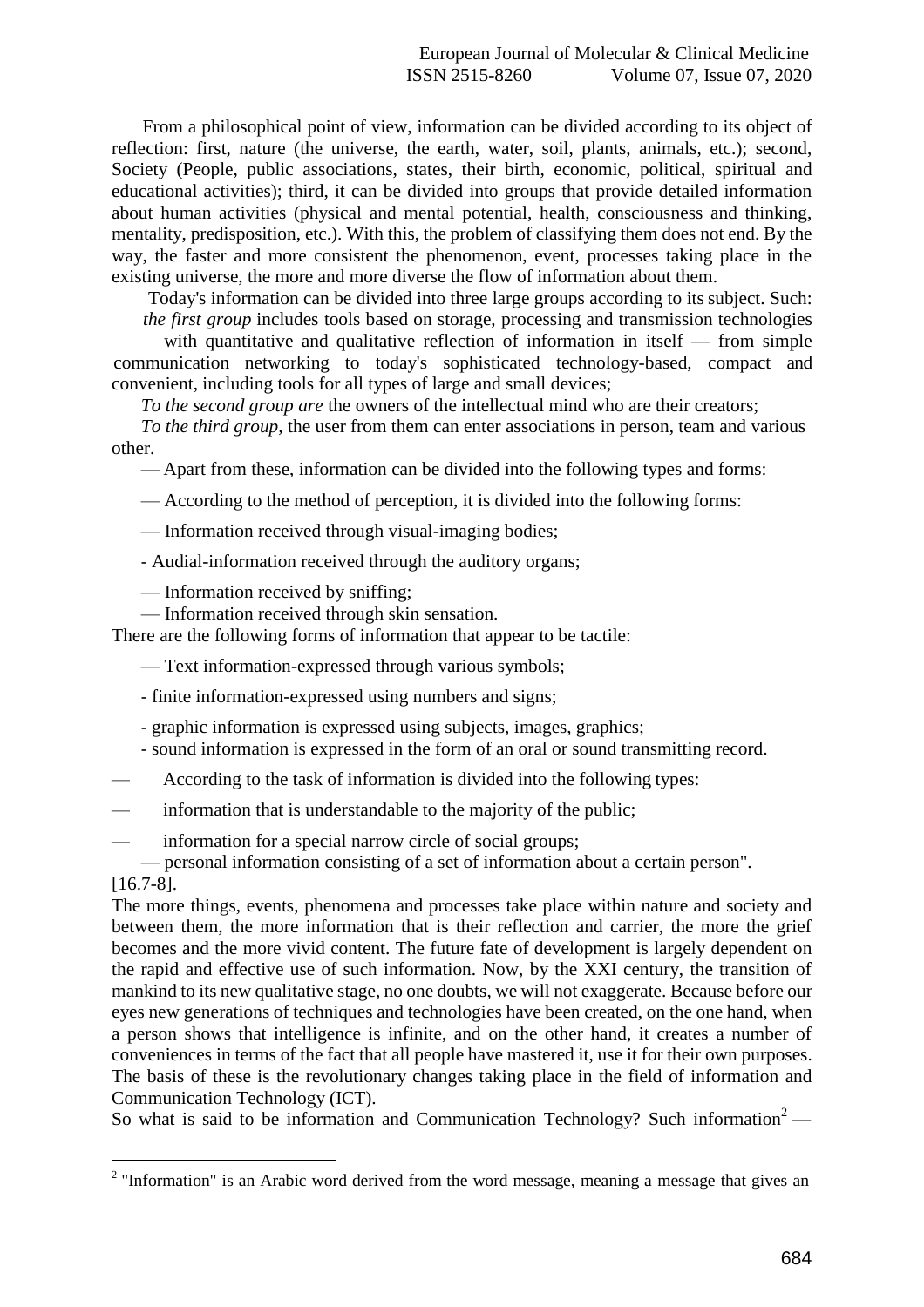From a philosophical point of view, information can be divided according to its object of reflection: first, nature (the universe, the earth, water, soil, plants, animals, etc.); second, Society (People, public associations, states, their birth, economic, political, spiritual and educational activities); third, it can be divided into groups that provide detailed information about human activities (physical and mental potential, health, consciousness and thinking, mentality, predisposition, etc.). With this, the problem of classifying them does not end. By the way, the faster and more consistent the phenomenon, event, processes taking place in the existing universe, the more and more diverse the flow of information about them.

Today's information can be divided into three large groups according to its subject. Such:

*the first group* includes tools based on storage, processing and transmission technologies with quantitative and qualitative reflection of information in itself — from simple communication networking to today's sophisticated technology-based, compact and convenient, including tools for all types of large and small devices;

*To the second group are* the owners of the intellectual mind who are their creators;

*To the third group*, the user from them can enter associations in person, team and various other.

— Apart from these, information can be divided into the following types and forms:

— According to the method of perception, it is divided into the following forms:

— Information received through visual-imaging bodies;

- Audial-information received through the auditory organs;

— Information received by sniffing;

— Information received through skin sensation.

There are the following forms of information that appear to be tactile:

— Text information-expressed through various symbols;

- finite information-expressed using numbers and signs;

- graphic information is expressed using subjects, images, graphics;

- sound information is expressed in the form of an oral or sound transmitting record.

— According to the task of information is divided into the following types:

— information that is understandable to the majority of the public;

— information for a special narrow circle of social groups;

— personal information consisting of a set of information about a certain person". [16.7-8].

The more things, events, phenomena and processes take place within nature and society and between them, the more information that is their reflection and carrier, the more the grief becomes and the more vivid content. The future fate of development is largely dependent on the rapid and effective use of such information. Now, by the XXI century, the transition of mankind to its new qualitative stage, no one doubts, we will not exaggerate. Because before our eyes new generations of techniques and technologies have been created, on the one hand, when a person shows that intelligence is infinite, and on the other hand, it creates a number of conveniences in terms of the fact that all people have mastered it, use it for their own purposes. The basis of these is the revolutionary changes taking place in the field of information and Communication Technology (ICT).

So what is said to be information and Communication Technology? Such information[2] —

[2] "Information" is an Arabic word derived from the word message, meaning a message that gives an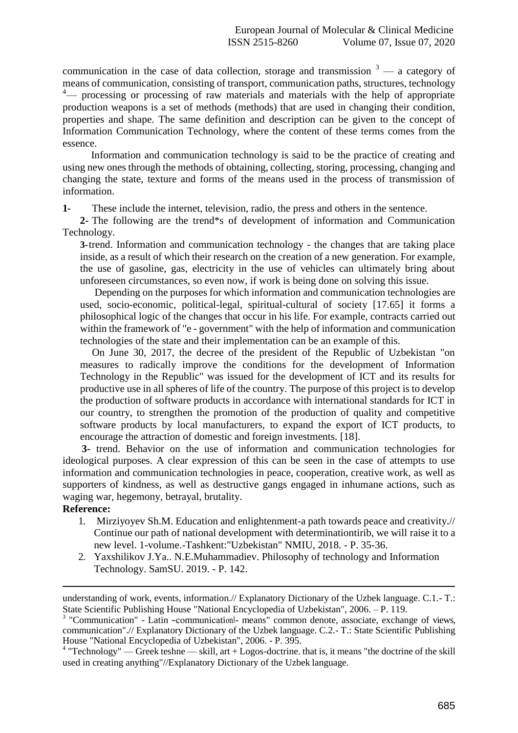communication in the case of data collection, storage and transmission [3] — a category of means of communication, consisting of transport, communication paths, structures, technology [4]— processing or processing of raw materials and materials with the help of appropriate production weapons is a set of methods (methods) that are used in changing their condition, properties and shape. The same definition and description can be given to the concept of Information Communication Technology, where the content of these terms comes from the essence.

Information and communication technology is said to be the practice of creating and using new ones through the methods of obtaining, collecting, storing, processing, changing and changing the state, texture and forms of the means used in the process of transmission of information.

**1-** These include the internet, television, radio, the press and others in the sentence.

**2-** The following are the trend*s of development of information and Communication Technology.

**3-**trend. Information and communication technology - the changes that are taking place inside, as a result of which their research on the creation of a new generation. For example, the use of gasoline, gas, electricity in the use of vehicles can ultimately bring about unforeseen circumstances, so even now, if work is being done on solving this issue.

Depending on the purposes for which information and communication technologies are used, socio-economic, political-legal, spiritual-cultural of society [17.65] it forms a philosophical logic of the changes that occur in his life. For example, contracts carried out within the framework of "e - government" with the help of information and communication technologies of the state and their implementation can be an example of this.

On June 30, 2017, the decree of the president of the Republic of Uzbekistan "on measures to radically improve the conditions for the development of Information Technology in the Republic" was issued for the development of ICT and its results for productive use in all spheres of life of the country. The purpose of this project is to develop the production of software products in accordance with international standards for ICT in our country, to strengthen the promotion of the production of quality and competitive software products by local manufacturers, to expand the export of ICT products, to encourage the attraction of domestic and foreign investments. [18].

**3-** trend. Behavior on the use of information and communication technologies for ideological purposes. A clear expression of this can be seen in the case of attempts to use information and communication technologies in peace, cooperation, creative work, as well as supporters of kindness, as well as destructive gangs engaged in inhumane actions, such as waging war, hegemony, betrayal, brutality.

**Reference:**

1. Mirziyoyev Sh.M. Education and enlightenment-a path towards peace and creativity.// Continue our path of national development with determinationtirib, we will raise it to a new level. 1-volume.-Tashkent:"Uzbekistan" NMIU, 2018. - P. 35-36.
2. Yaxshilikov J.Ya.. N.E.Muhammadiev. Philosophy of technology and Information Technology. SamSU. 2019. - P. 142.

---

understanding of work, events, information.// Explanatory Dictionary of the Uzbek language. C.1.- T.: State Scientific Publishing House "National Encyclopedia of Uzbekistan", 2006. – P. 119.

[3] "Communication" - Latin –communication‖- means" common denote, associate, exchange of views, communication".// Explanatory Dictionary of the Uzbek language. C.2.- T.: State Scientific Publishing House "National Encyclopedia of Uzbekistan", 2006. - P. 395.

[4] "Technology" — Greek teshne — skill, art + Logos-doctrine. that is, it means "the doctrine of the skill used in creating anything"//Explanatory Dictionary of the Uzbek language.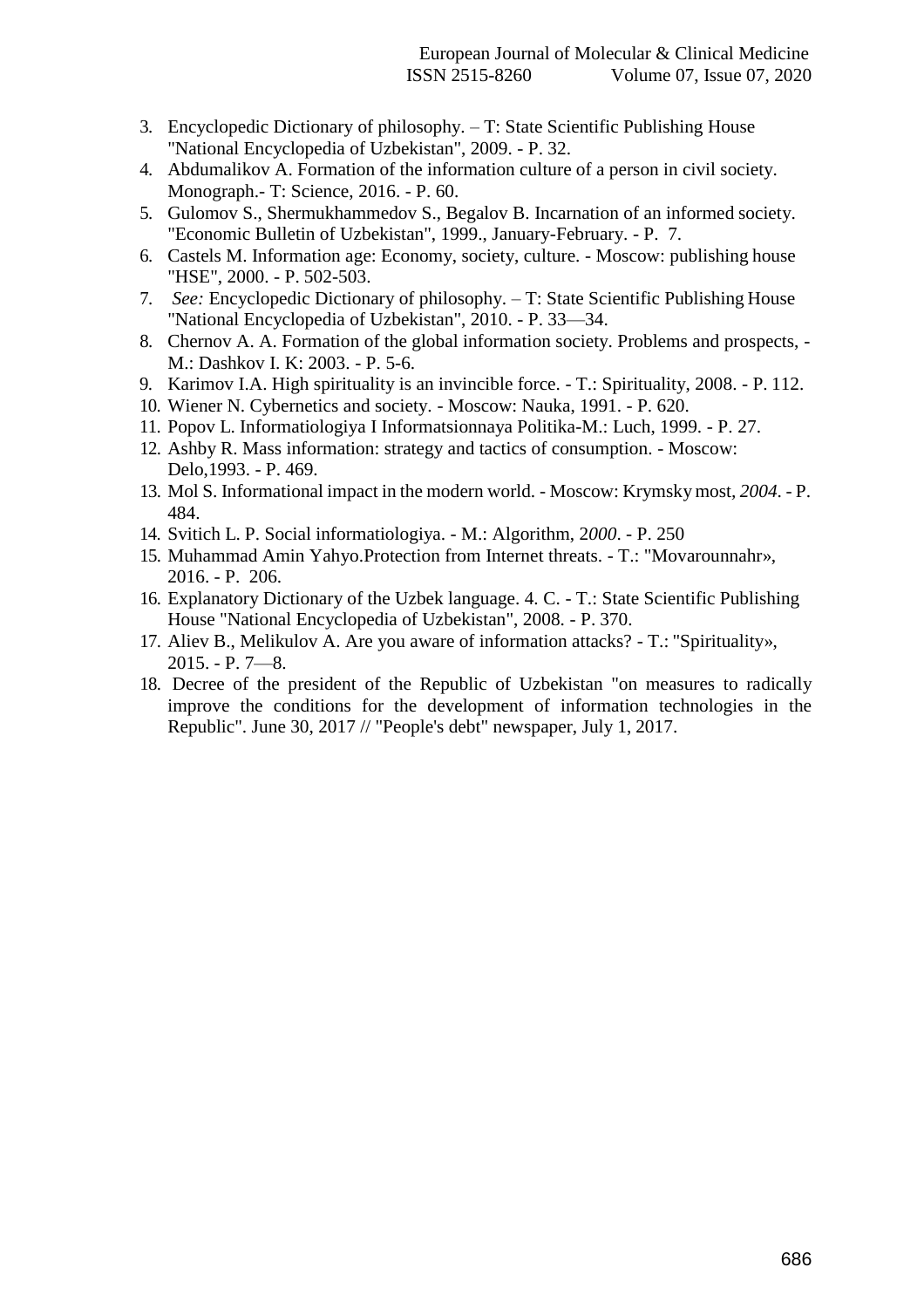3. Encyclopedic Dictionary of philosophy. – T: State Scientific Publishing House "National Encyclopedia of Uzbekistan", 2009. - P. 32.
4. Abdumalikov A. Formation of the information culture of a person in civil society. Monograph.- T: Science, 2016. - P. 60.
5. Gulomov S., Shermukhammedov S., Begalov B. Incarnation of an informed society. "Economic Bulletin of Uzbekistan", 1999., January-February. - P. 7.
6. Castels M. Information age: Economy, society, culture. - Moscow: publishing house "HSE", 2000. - P. 502-503.
7. *See:* Encyclopedic Dictionary of philosophy. – T: State Scientific Publishing House "National Encyclopedia of Uzbekistan", 2010. - P. 33—34.
8. Chernov A. A. Formation of the global information society. Problems and prospects, - M.: Dashkov I. K: 2003. - P. 5-6.
9. Karimov I.A. High spirituality is an invincible force. - T.: Spirituality, 2008. - P. 112.
10. Wiener N. Cybernetics and society. - Moscow: Nauka, 1991. - P. 620.
11. Popov L. Informatiologiya I Informatsionnaya Politika-M.: Luch, 1999. - P. 27.
12. Ashby R. Mass information: strategy and tactics of consumption. - Moscow: Delo,1993. - P. 469.
13. Mol S. Informational impact in the modern world. - Moscow: Krymsky most, *2004*. - P. 484.
14. Svitich L. P. Social informatiologiya. - M.: Algorithm, 2*000*. - P. 250
15. Muhammad Amin Yahyo.Protection from Internet threats. - T.: "Movarounnahr», 2016. - P. 206.
16. Explanatory Dictionary of the Uzbek language. 4. C. - T.: State Scientific Publishing House "National Encyclopedia of Uzbekistan", 2008. - P. 370.
17. Aliev B., Melikulov A. Are you aware of information attacks? - T.: "Spirituality», 2015. - P. 7—8.
18. Decree of the president of the Republic of Uzbekistan "on measures to radically improve the conditions for the development of information technologies in the Republic". June 30, 2017 // "People's debt" newspaper, July 1, 2017.